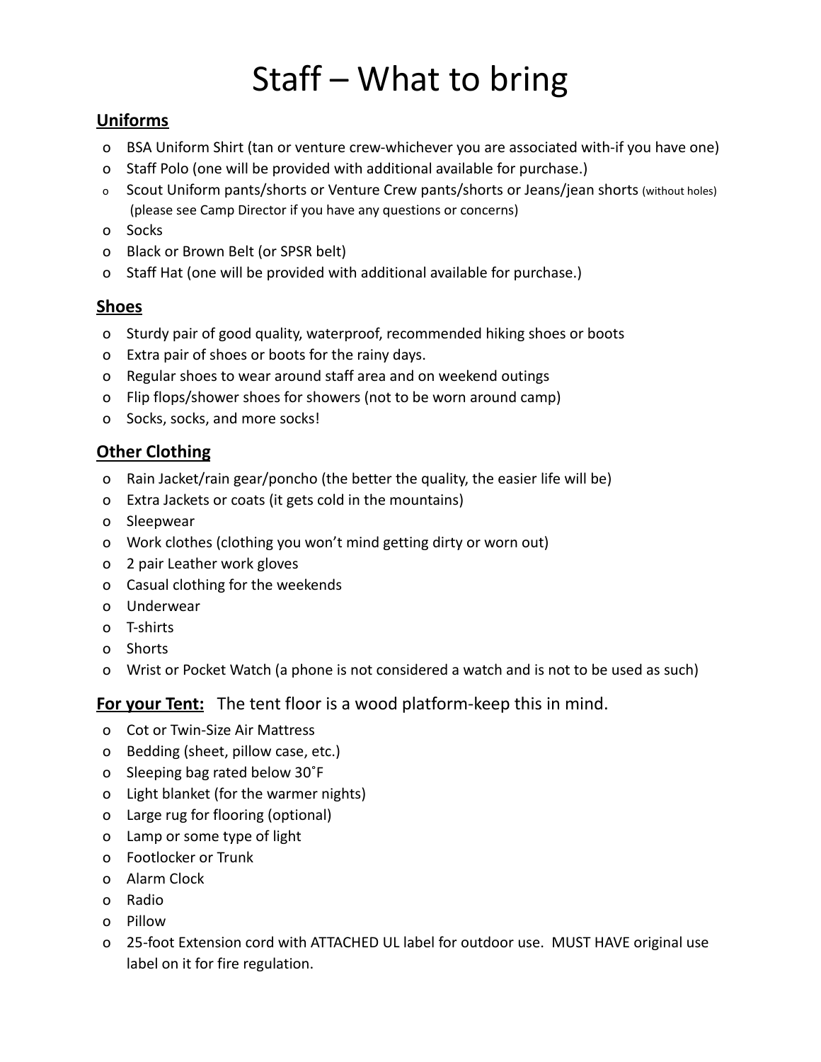# Staff – What to bring

## Uninforms

- BSA Uniform Shirt (tan or venture crew-whichever you are associated with-if you have one)
- Staff Polo (one will be provided with additional available for purchase.)
- Scout Uniform pants/shorts or Venture Crew pants/shorts or Jeans/jean shorts (without holes) (please see Camp Director if you have any questions or concerns)
- Socks
- Black or Brown Belt (or SPSR belt)
- Staff Hat (one will be provided with additional available for purchase.)

## Shoes

- Sturdy pair of good quality, waterproof, recommended hiking shoes or boots
- Extra pair of shoes or boots for the rainy days.
- Regular shoes to wear around staff area and on weekend outings
- Flip flops/shower shoes for showers (not to be worn around camp)
- Socks, socks, and more socks!

## Other Clothing

- Rain Jacket/rain gear/poncho (the better the quality, the easier life will be)
- Extra Jackets or coats (it gets cold in the mountains)
- Sleepwear
- Work clothes (clothing you won't mind getting dirty or worn out)
- 2 pair Leather work gloves
- Casual clothing for the weekends
- Underwear
- T-shirts
- Shorts
- Wrist or Pocket Watch (a phone is not considered a watch and is not to be used as such)

## For your Tent: The tent floor is a wood platform-keep this in mind.

- Cot or Twin-Size Air Mattress
- Bedding (sheet, pillow case, etc.)
- Sleeping bag rated below 30˚F
- Light blanket (for the warmer nights)
- Large rug for flooring (optional)
- Lamp or some type of light
- Footlocker or Trunk
- Alarm Clock
- Radio
- Pillow
- 25-foot Extension cord with ATTACHED UL label for outdoor use. MUST HAVE original use label on it for fire regulation.

# Staff – What to bring

## Uniforms

- BSA Uniform Shirt (tan or venture crew-whichever you are associated with-if you have one)
- Staff Polo (one will be provided with additional available for purchase.)
- Scout Uniform pants/shorts or Venture Crew pants/shorts or Jeans/jean shorts (without holes) (please see Camp Director if you have any questions or concerns)
- Socks
- Black or Brown Belt (or SPSR belt)
- Staff Hat (one will be provided with additional available for purchase.)

## Shoes

- Sturdy pair of good quality, waterproof, recommended hiking shoes or boots
- Extra pair of shoes or boots for the rainy days.
- Regular shoes to wear around staff area and on weekend outings
- Flip flops/shower shoes for showers (not to be worn around camp)
- Socks, socks, and more socks!

## Other Clothing

- Rain Jacket/rain gear/poncho (the better the quality, the easier life will be)
- Extra Jackets or coats (it gets cold in the mountains)
- Sleepwear
- Work clothes (clothing you won't mind getting dirty or worn out)
- 2 pair Leather work gloves
- Casual clothing for the weekends
- Underwear
- T-shirts
- Shorts
- Wrist or Pocket Watch (a phone is not considered a watch and is not to be used as such)

## For your Tent: The tent floor is a wood platform-keep this in mind.

- Cot or Twin-Size Air Mattress
- Bedding (sheet, pillow case, etc.)
- Sleeping bag rated below 30˚F
- Light blanket (for the warmer nights)
- Large rug for flooring (optional)
- Lamp or some type of light
- Footlocker or Trunk
- Alarm Clock
- Radio
- Pillow
- 25-foot Extension cord with ATTACHED UL label for outdoor use. MUST HAVE original use label on it for fire regulation.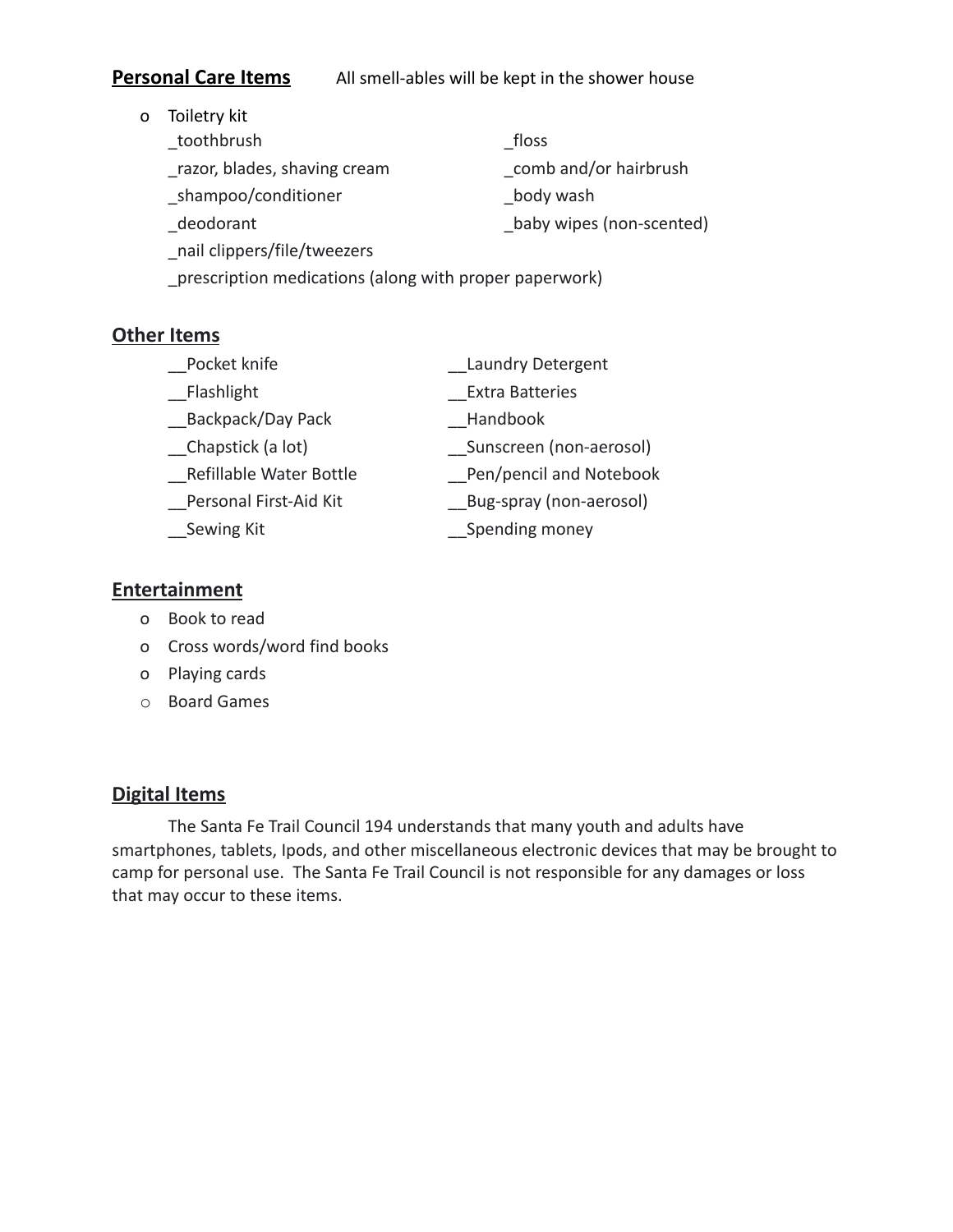**Personal Care Items** All smell-ables will be kept in the shower house

- Toiletry kit
  - _toothbrush
  - _floss
  - _razor, blades, shaving cream
  - _comb and/or hairbrush
  - _shampoo/conditioner
  - _body wash
  - _deodorant
  - _baby wipes (non-scented)
  - _nail clippers/file/tweezers
  - _prescription medications (along with proper paperwork)

**Other Items**

__Pocket knife
__Laundry Detergent
__Flashlight
__Extra Batteries
__Backpack/Day Pack
__Handbook
__Chapstick (a lot)
__Sunscreen (non-aerosol)
__Refillable Water Bottle
__Pen/pencil and Notebook
__Personal First-Aid Kit
__Bug-spray (non-aerosol)
__Sewing Kit
__Spending money

**Entertainment**

- Book to read
- Cross words/word find books
- Playing cards
- Board Games

**Digital Items**

The Santa Fe Trail Council 194 understands that many youth and adults have smartphones, tablets, Ipods, and other miscellaneous electronic devices that may be brought to camp for personal use. The Santa Fe Trail Council is not responsible for any damages or loss that may occur to these items.